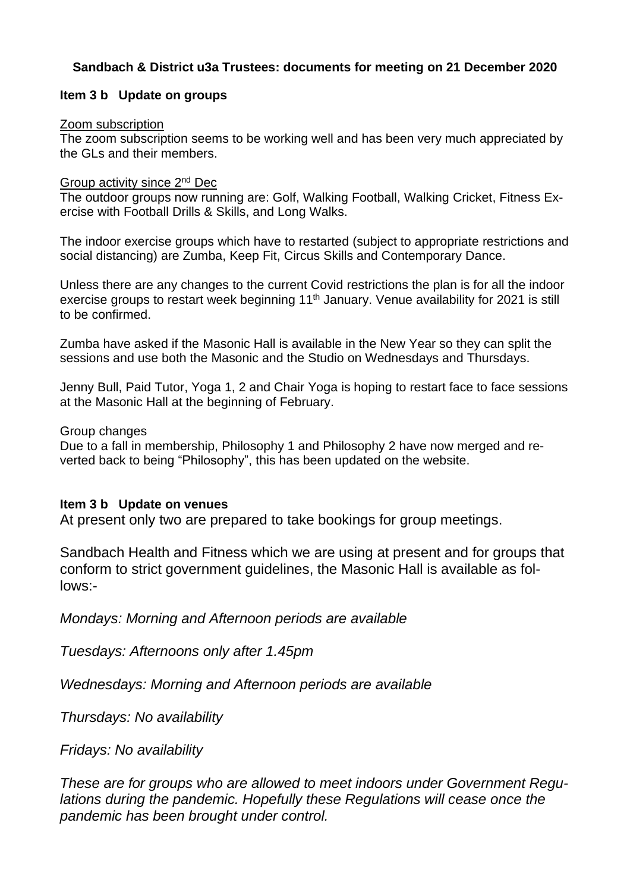**Sandbach & District u3a Trustees: documents for meeting on 21 December 2020**

**Item 3 b Update on groups**

Zoom subscription

The zoom subscription seems to be working well and has been very much appreciated by the GLs and their members.

Group activity since 2nd Dec

The outdoor groups now running are: Golf, Walking Football, Walking Cricket, Fitness Exercise with Football Drills & Skills, and Long Walks.

The indoor exercise groups which have to restarted (subject to appropriate restrictions and social distancing) are Zumba, Keep Fit, Circus Skills and Contemporary Dance.

Unless there are any changes to the current Covid restrictions the plan is for all the indoor exercise groups to restart week beginning 11th January. Venue availability for 2021 is still to be confirmed.

Zumba have asked if the Masonic Hall is available in the New Year so they can split the sessions and use both the Masonic and the Studio on Wednesdays and Thursdays.

Jenny Bull, Paid Tutor, Yoga 1, 2 and Chair Yoga is hoping to restart face to face sessions at the Masonic Hall at the beginning of February.

Group changes

Due to a fall in membership, Philosophy 1 and Philosophy 2 have now merged and reverted back to being "Philosophy", this has been updated on the website.

**Item 3 b Update on venues**

At present only two are prepared to take bookings for group meetings.

Sandbach Health and Fitness which we are using at present and for groups that conform to strict government guidelines, the Masonic Hall is available as follows:-

*Mondays: Morning and Afternoon periods are available*

*Tuesdays: Afternoons only after 1.45pm*

*Wednesdays: Morning and Afternoon periods are available*

*Thursdays: No availability*

*Fridays: No availability*

*These are for groups who are allowed to meet indoors under Government Regulations during the pandemic. Hopefully these Regulations will cease once the pandemic has been brought under control.*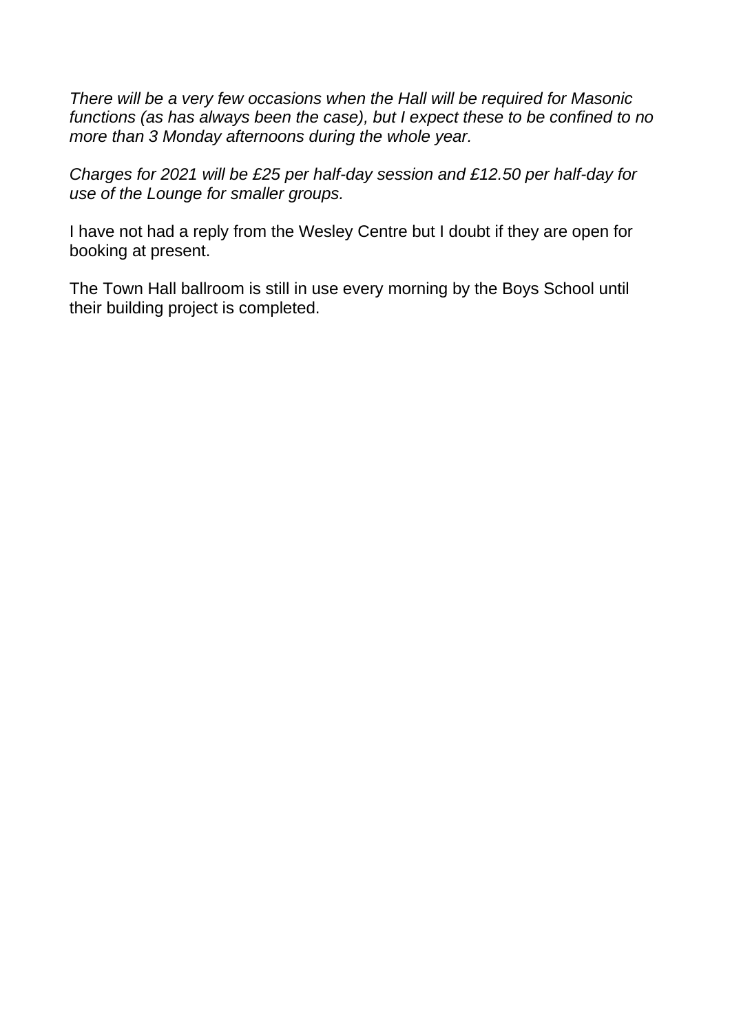*There will be a very few occasions when the Hall will be required for Masonic functions (as has always been the case), but I expect these to be confined to no more than 3 Monday afternoons during the whole year.*

*Charges for 2021 will be £25 per half-day session and £12.50 per half-day for use of the Lounge for smaller groups.*

I have not had a reply from the Wesley Centre but I doubt if they are open for booking at present.

The Town Hall ballroom is still in use every morning by the Boys School until their building project is completed.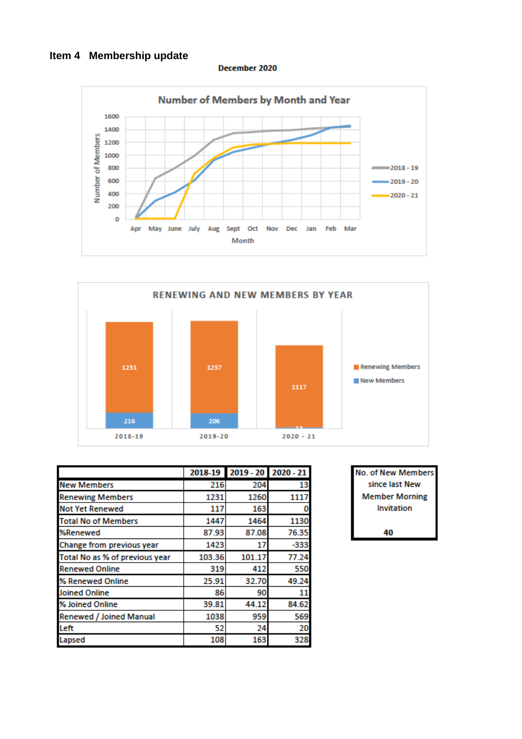## Item 4 Membership update

**December 2020**

Number of Members by Month and Year

RENEWING AND NEW MEMBERS BY YEAR

| | 2018-19 | 2019 - 20 | 2020 - 21 |
|---|---|---|---|
| New Members | 216 | 204 | 13 |
| Renewing Members | 1231 | 1260 | 1117 |
| Not Yet Renewed | 117 | 163 | 0 |
| Total No of Members | 1447 | 1464 | 1130 |
| %Renewed | 87.93 | 87.08 | 76.35 |
| Change from previous year | 1423 | 17 | -333 |
| Total No as % of previous year | 103.36 | 101.17 | 77.24 |
| Renewed Online | 319 | 412 | 550 |
| % Renewed Online | 25.91 | 32.70 | 49.24 |
| Joined Online | 86 | 90 | 11 |
| % Joined Online | 39.81 | 44.12 | 84.62 |
| Renewed / Joined Manual | 1038 | 959 | 569 |
| Left | 52 | 24 | 20 |
| Lapsed | 108 | 163 | 328 |

| No. of New Members since last New Member Morning Invitation |
|---|
| 40 |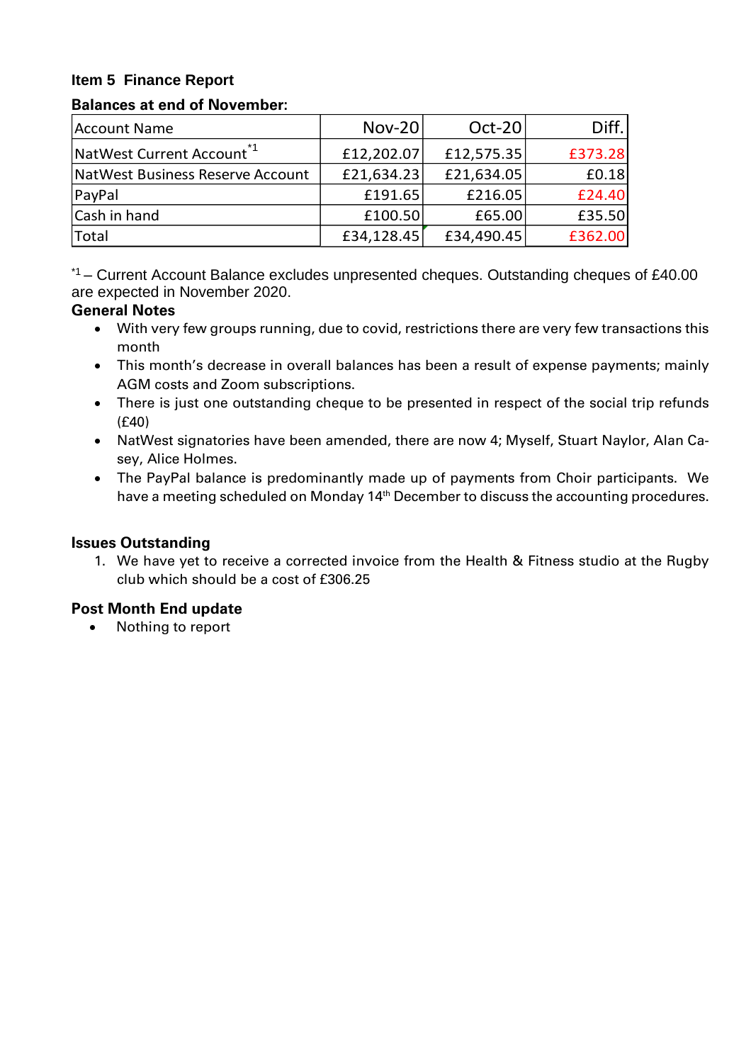**Item 5 Finance Report**

**Balances at end of November:**

| Account Name | Nov-20 | Oct-20 | Diff. |
|---|---|---|---|
| NatWest Current Account [*1] | £12,202.07 | £12,575.35 | £373.28 |
| NatWest Business Reserve Account | £21,634.23 | £21,634.05 | £0.18 |
| PayPal | £191.65 | £216.05 | £24.40 |
| Cash in hand | £100.50 | £65.00 | £35.50 |
| Total | £34,128.45 | £34,490.45 | £362.00 |

[*1] – Current Account Balance excludes unpresented cheques. Outstanding cheques of £40.00 are expected in November 2020.

**General Notes**

- With very few groups running, due to covid, restrictions there are very few transactions this month
- This month's decrease in overall balances has been a result of expense payments; mainly AGM costs and Zoom subscriptions.
- There is just one outstanding cheque to be presented in respect of the social trip refunds (£40)
- NatWest signatories have been amended, there are now 4; Myself, Stuart Naylor, Alan Casey, Alice Holmes.
- The PayPal balance is predominantly made up of payments from Choir participants. We have a meeting scheduled on Monday 14th December to discuss the accounting procedures.

**Issues Outstanding**

1. We have yet to receive a corrected invoice from the Health & Fitness studio at the Rugby club which should be a cost of £306.25

**Post Month End update**

- Nothing to report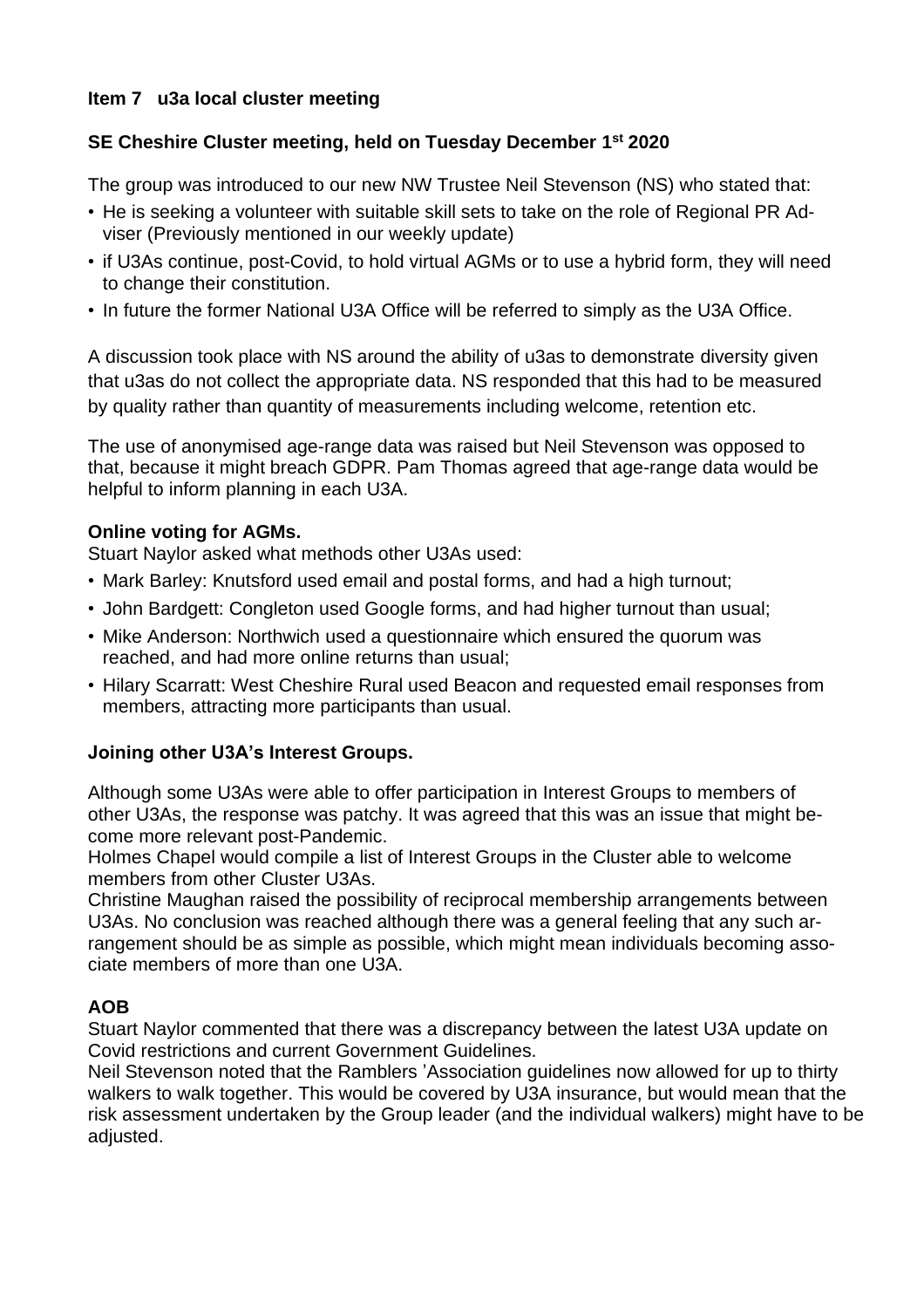**Item 7 u3a local cluster meeting**

**SE Cheshire Cluster meeting, held on Tuesday December 1st 2020**

The group was introduced to our new NW Trustee Neil Stevenson (NS) who stated that:

- He is seeking a volunteer with suitable skill sets to take on the role of Regional PR Adviser (Previously mentioned in our weekly update)
- if U3As continue, post-Covid, to hold virtual AGMs or to use a hybrid form, they will need to change their constitution.
- In future the former National U3A Office will be referred to simply as the U3A Office.

A discussion took place with NS around the ability of u3as to demonstrate diversity given that u3as do not collect the appropriate data. NS responded that this had to be measured by quality rather than quantity of measurements including welcome, retention etc.

The use of anonymised age-range data was raised but Neil Stevenson was opposed to that, because it might breach GDPR. Pam Thomas agreed that age-range data would be helpful to inform planning in each U3A.

**Online voting for AGMs.**

Stuart Naylor asked what methods other U3As used:

- Mark Barley: Knutsford used email and postal forms, and had a high turnout;
- John Bardgett: Congleton used Google forms, and had higher turnout than usual;
- Mike Anderson: Northwich used a questionnaire which ensured the quorum was reached, and had more online returns than usual;
- Hilary Scarratt: West Cheshire Rural used Beacon and requested email responses from members, attracting more participants than usual.

**Joining other U3A's Interest Groups.**

Although some U3As were able to offer participation in Interest Groups to members of other U3As, the response was patchy. It was agreed that this was an issue that might become more relevant post-Pandemic.
Holmes Chapel would compile a list of Interest Groups in the Cluster able to welcome members from other Cluster U3As.
Christine Maughan raised the possibility of reciprocal membership arrangements between U3As. No conclusion was reached although there was a general feeling that any such arrangement should be as simple as possible, which might mean individuals becoming associate members of more than one U3A.

**AOB**

Stuart Naylor commented that there was a discrepancy between the latest U3A update on Covid restrictions and current Government Guidelines.
Neil Stevenson noted that the Ramblers 'Association guidelines now allowed for up to thirty walkers to walk together. This would be covered by U3A insurance, but would mean that the risk assessment undertaken by the Group leader (and the individual walkers) might have to be adjusted.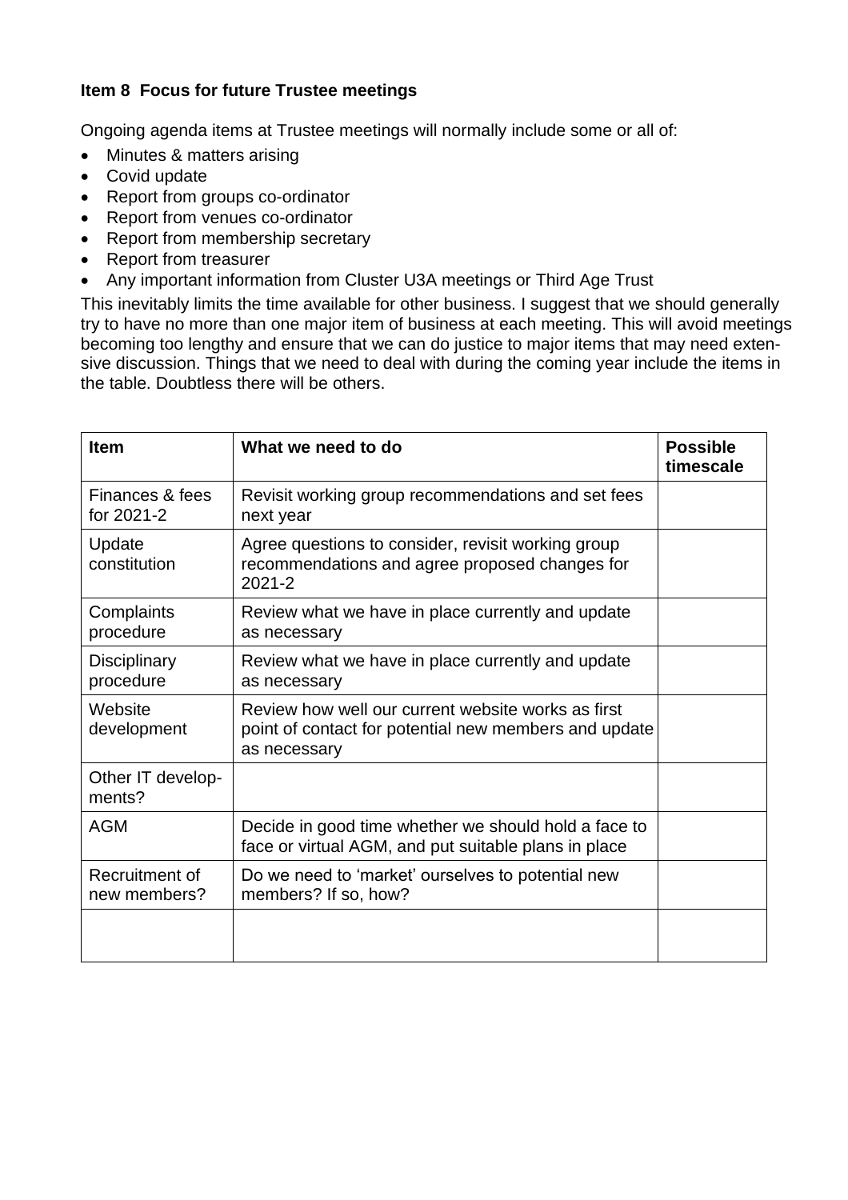**Item 8 Focus for future Trustee meetings**

Ongoing agenda items at Trustee meetings will normally include some or all of:

- Minutes & matters arising
- Covid update
- Report from groups co-ordinator
- Report from venues co-ordinator
- Report from membership secretary
- Report from treasurer
- Any important information from Cluster U3A meetings or Third Age Trust

This inevitably limits the time available for other business. I suggest that we should generally try to have no more than one major item of business at each meeting. This will avoid meetings becoming too lengthy and ensure that we can do justice to major items that may need extensive discussion. Things that we need to deal with during the coming year include the items in the table. Doubtless there will be others.

| Item | What we need to do | Possible timescale |
|---|---|---|
| Finances & fees for 2021-2 | Revisit working group recommendations and set fees next year | |
| Update constitution | Agree questions to consider, revisit working group recommendations and agree proposed changes for 2021-2 | |
| Complaints procedure | Review what we have in place currently and update as necessary | |
| Disciplinary procedure | Review what we have in place currently and update as necessary | |
| Website development | Review how well our current website works as first point of contact for potential new members and update as necessary | |
| Other IT developments? | | |
| AGM | Decide in good time whether we should hold a face to face or virtual AGM, and put suitable plans in place | |
| Recruitment of new members? | Do we need to 'market' ourselves to potential new members? If so, how? | |
| | | |